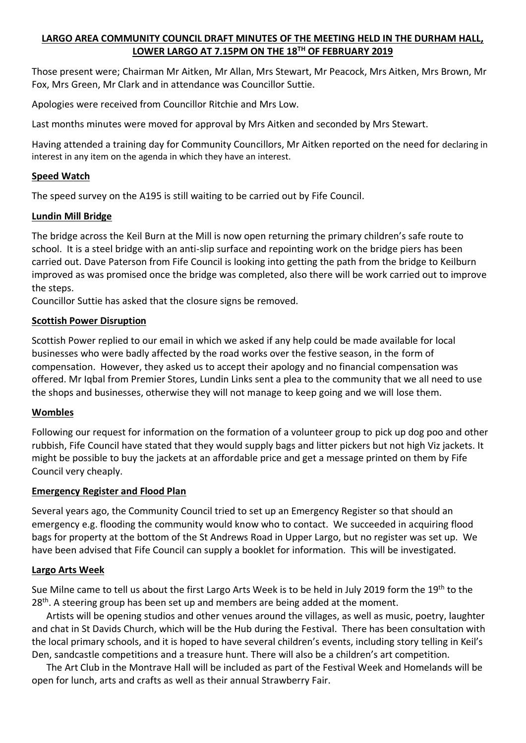# LARGO AREA COMMUNITY COUNCIL DRAFT MINUTES OF THE MEETING HELD IN THE DURHAM HALL, LOWER LARGO AT 7.15PM ON THE 18TH OF FEBRUARY 2019

Those present were; Chairman Mr Aitken, Mr Allan, Mrs Stewart, Mr Peacock, Mrs Aitken, Mrs Brown, Mr Fox, Mrs Green, Mr Clark and in attendance was Councillor Suttie.

Apologies were received from Councillor Ritchie and Mrs Low.

Last months minutes were moved for approval by Mrs Aitken and seconded by Mrs Stewart.

Having attended a training day for Community Councillors, Mr Aitken reported on the need for declaring in interest in any item on the agenda in which they have an interest.

## Speed Watch

The speed survey on the A195 is still waiting to be carried out by Fife Council.

## Lundin Mill Bridge

The bridge across the Keil Burn at the Mill is now open returning the primary children's safe route to school. It is a steel bridge with an anti-slip surface and repointing work on the bridge piers has been carried out. Dave Paterson from Fife Council is looking into getting the path from the bridge to Keilburn improved as was promised once the bridge was completed, also there will be work carried out to improve the steps.

Councillor Suttie has asked that the closure signs be removed.

## Scottish Power Disruption

Scottish Power replied to our email in which we asked if any help could be made available for local businesses who were badly affected by the road works over the festive season, in the form of compensation. However, they asked us to accept their apology and no financial compensation was offered. Mr Iqbal from Premier Stores, Lundin Links sent a plea to the community that we all need to use the shops and businesses, otherwise they will not manage to keep going and we will lose them.

## Wombles

Following our request for information on the formation of a volunteer group to pick up dog poo and other rubbish, Fife Council have stated that they would supply bags and litter pickers but not high Viz jackets. It might be possible to buy the jackets at an affordable price and get a message printed on them by Fife Council very cheaply.

## Emergency Register and Flood Plan

Several years ago, the Community Council tried to set up an Emergency Register so that should an emergency e.g. flooding the community would know who to contact. We succeeded in acquiring flood bags for property at the bottom of the St Andrews Road in Upper Largo, but no register was set up. We have been advised that Fife Council can supply a booklet for information. This will be investigated.

## Largo Arts Week

Sue Milne came to tell us about the first Largo Arts Week is to be held in July 2019 form the 19th to the 28th. A steering group has been set up and members are being added at the moment.

Artists will be opening studios and other venues around the villages, as well as music, poetry, laughter and chat in St Davids Church, which will be the Hub during the Festival. There has been consultation with the local primary schools, and it is hoped to have several children's events, including story telling in Keil's Den, sandcastle competitions and a treasure hunt. There will also be a children's art competition.

The Art Club in the Montrave Hall will be included as part of the Festival Week and Homelands will be open for lunch, arts and crafts as well as their annual Strawberry Fair.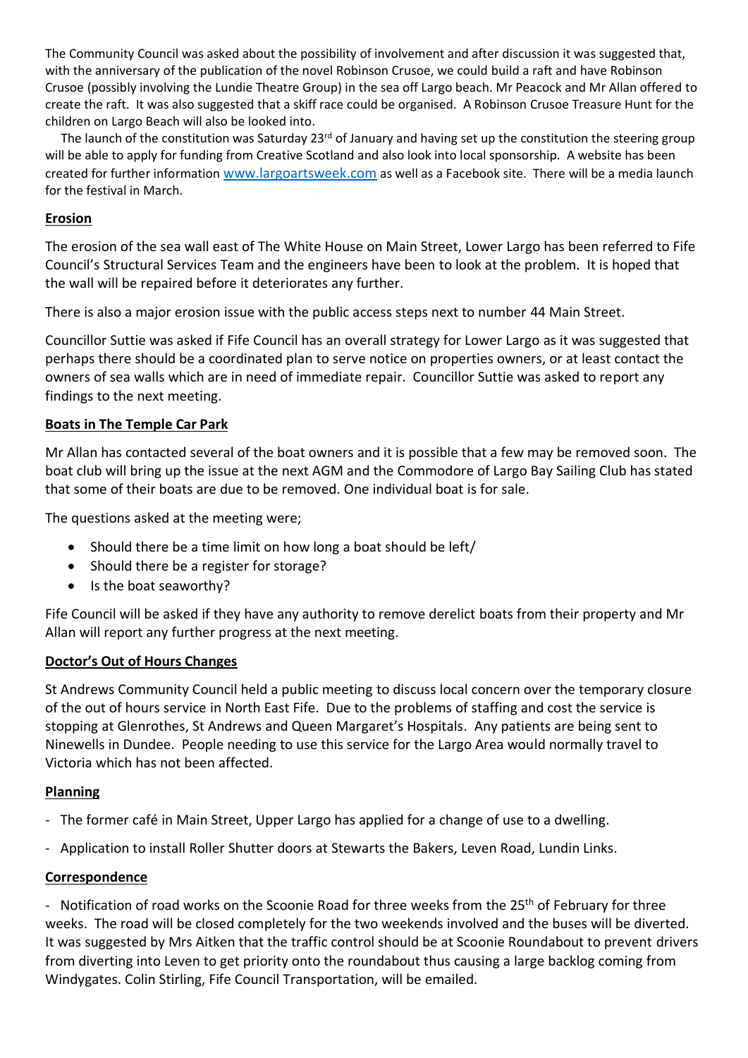The Community Council was asked about the possibility of involvement and after discussion it was suggested that, with the anniversary of the publication of the novel Robinson Crusoe, we could build a raft and have Robinson Crusoe (possibly involving the Lundie Theatre Group) in the sea off Largo beach. Mr Peacock and Mr Allan offered to create the raft. It was also suggested that a skiff race could be organised. A Robinson Crusoe Treasure Hunt for the children on Largo Beach will also be looked into.

The launch of the constitution was Saturday 23rd of January and having set up the constitution the steering group will be able to apply for funding from Creative Scotland and also look into local sponsorship. A website has been created for further information www.largoartsweek.com as well as a Facebook site. There will be a media launch for the festival in March.

**Erosion**

The erosion of the sea wall east of The White House on Main Street, Lower Largo has been referred to Fife Council's Structural Services Team and the engineers have been to look at the problem. It is hoped that the wall will be repaired before it deteriorates any further.

There is also a major erosion issue with the public access steps next to number 44 Main Street.

Councillor Suttie was asked if Fife Council has an overall strategy for Lower Largo as it was suggested that perhaps there should be a coordinated plan to serve notice on properties owners, or at least contact the owners of sea walls which are in need of immediate repair. Councillor Suttie was asked to report any findings to the next meeting.

**Boats in The Temple Car Park**

Mr Allan has contacted several of the boat owners and it is possible that a few may be removed soon. The boat club will bring up the issue at the next AGM and the Commodore of Largo Bay Sailing Club has stated that some of their boats are due to be removed. One individual boat is for sale.

The questions asked at the meeting were;

- Should there be a time limit on how long a boat should be left/
- Should there be a register for storage?
- Is the boat seaworthy?

Fife Council will be asked if they have any authority to remove derelict boats from their property and Mr Allan will report any further progress at the next meeting.

**Doctor's Out of Hours Changes**

St Andrews Community Council held a public meeting to discuss local concern over the temporary closure of the out of hours service in North East Fife. Due to the problems of staffing and cost the service is stopping at Glenrothes, St Andrews and Queen Margaret's Hospitals. Any patients are being sent to Ninewells in Dundee. People needing to use this service for the Largo Area would normally travel to Victoria which has not been affected.

**Planning**

- The former café in Main Street, Upper Largo has applied for a change of use to a dwelling.
- Application to install Roller Shutter doors at Stewarts the Bakers, Leven Road, Lundin Links.

**Correspondence**

- Notification of road works on the Scoonie Road for three weeks from the 25th of February for three weeks. The road will be closed completely for the two weekends involved and the buses will be diverted. It was suggested by Mrs Aitken that the traffic control should be at Scoonie Roundabout to prevent drivers from diverting into Leven to get priority onto the roundabout thus causing a large backlog coming from Windygates. Colin Stirling, Fife Council Transportation, will be emailed.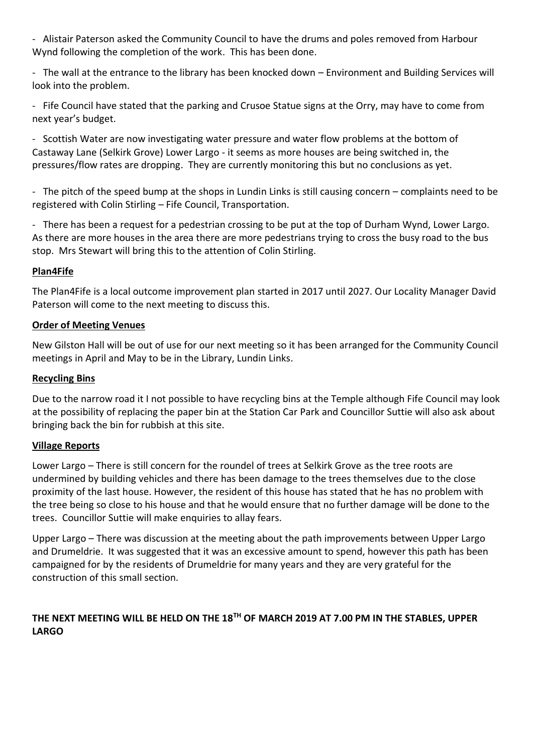- Alistair Paterson asked the Community Council to have the drums and poles removed from Harbour Wynd following the completion of the work. This has been done.

- The wall at the entrance to the library has been knocked down – Environment and Building Services will look into the problem.

- Fife Council have stated that the parking and Crusoe Statue signs at the Orry, may have to come from next year's budget.

- Scottish Water are now investigating water pressure and water flow problems at the bottom of Castaway Lane (Selkirk Grove) Lower Largo - it seems as more houses are being switched in, the pressures/flow rates are dropping. They are currently monitoring this but no conclusions as yet.

- The pitch of the speed bump at the shops in Lundin Links is still causing concern – complaints need to be registered with Colin Stirling – Fife Council, Transportation.

- There has been a request for a pedestrian crossing to be put at the top of Durham Wynd, Lower Largo. As there are more houses in the area there are more pedestrians trying to cross the busy road to the bus stop. Mrs Stewart will bring this to the attention of Colin Stirling.

**Plan4Fife**

The Plan4Fife is a local outcome improvement plan started in 2017 until 2027. Our Locality Manager David Paterson will come to the next meeting to discuss this.

**Order of Meeting Venues**

New Gilston Hall will be out of use for our next meeting so it has been arranged for the Community Council meetings in April and May to be in the Library, Lundin Links.

**Recycling Bins**

Due to the narrow road it I not possible to have recycling bins at the Temple although Fife Council may look at the possibility of replacing the paper bin at the Station Car Park and Councillor Suttie will also ask about bringing back the bin for rubbish at this site.

**Village Reports**

Lower Largo – There is still concern for the roundel of trees at Selkirk Grove as the tree roots are undermined by building vehicles and there has been damage to the trees themselves due to the close proximity of the last house. However, the resident of this house has stated that he has no problem with the tree being so close to his house and that he would ensure that no further damage will be done to the trees. Councillor Suttie will make enquiries to allay fears.

Upper Largo – There was discussion at the meeting about the path improvements between Upper Largo and Drumeldrie. It was suggested that it was an excessive amount to spend, however this path has been campaigned for by the residents of Drumeldrie for many years and they are very grateful for the construction of this small section.

**THE NEXT MEETING WILL BE HELD ON THE 18TH OF MARCH 2019 AT 7.00 PM IN THE STABLES, UPPER LARGO**